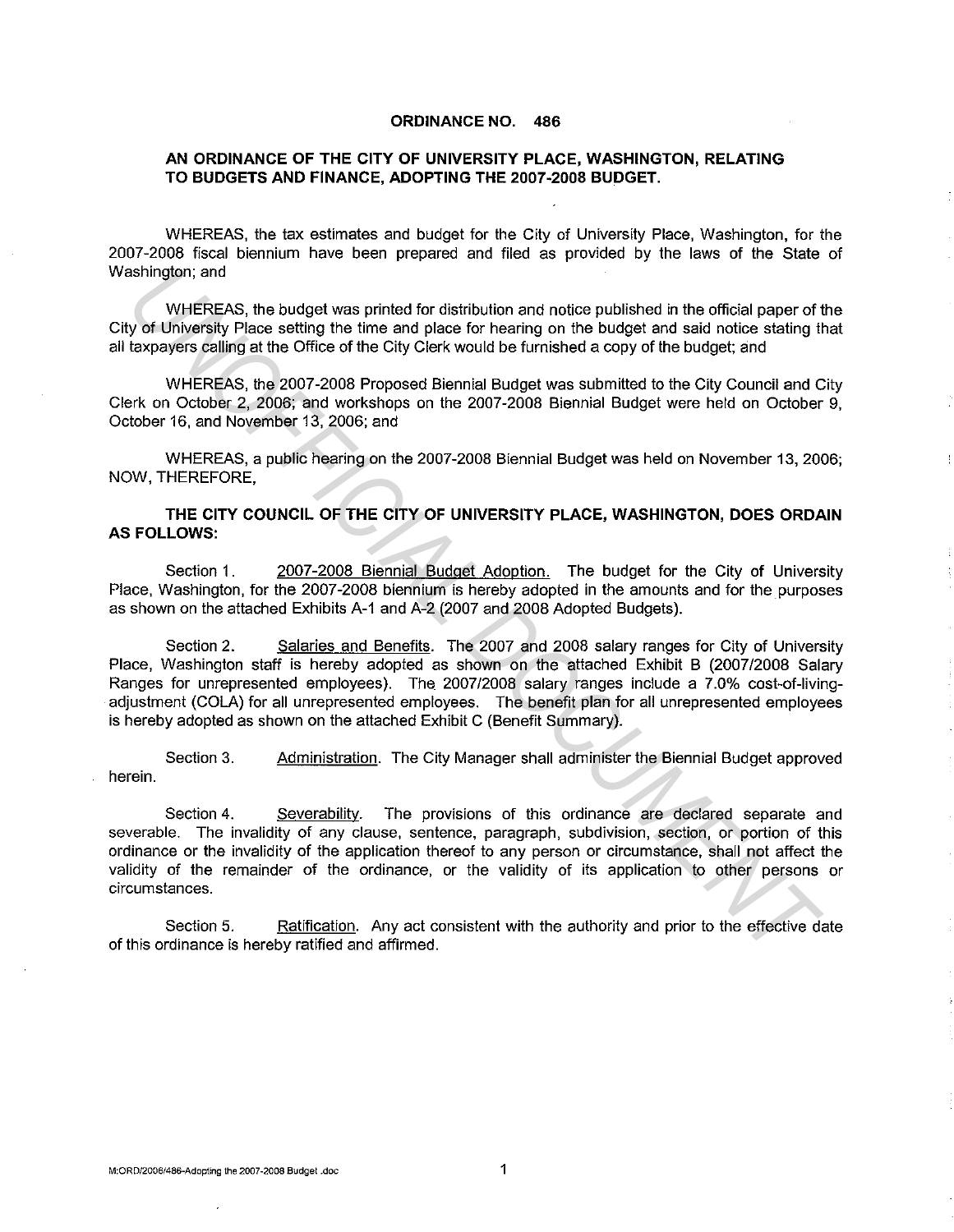# ORDINANCE NO. 486

## AN ORDINANCE OF THE CITY OF UNIVERSITY PLACE, WASHINGTON, RELATING TO BUDGETS AND FINANCE, ADOPTING THE 2007-2008 BUDGET.

WHEREAS, the tax estimates and budget for the City of University Place, Washington, for the 2007-2008 fiscal biennium have been prepared and filed as provided by the laws of the State of Washington; and

WHEREAS, the budget was printed for distribution and notice published in the official paper of the City of University Place setting the time and place for hearing on the budget and said notice stating that all taxpayers calling at the Office of the City Clerk would be furnished a copy of the budget; and

WHEREAS, the 2007-2008 Proposed Biennial Budget was submitted to the City Council and City Clerk on October 2, 2006; and workshops on the 2007-2008 Biennial Budget were held on October 9, October 16, and November 13, 2006; and

WHEREAS, a public hearing on the 2007-2008 Biennial Budget was held on November 13, 2006; NOW, THEREFORE,

**THE CITY COUNCIL OF THE CITY OF UNIVERSITY PLACE, WASHINGTON, DOES ORDAIN AS FOLLOWS:**

Section 1. 2007-2008 Biennial Budget Adoption. The budget for the City of University Place, Washington, for the 2007-2008 biennium is hereby adopted in the amounts and for the purposes as shown on the attached Exhibits A-1 and A-2 (2007 and 2008 Adopted Budgets).

Section 2. Salaries and Benefits. The 2007 and 2008 salary ranges for City of University Place, Washington staff is hereby adopted as shown on the attached Exhibit B (2007/2008 Salary Ranges for unrepresented employees). The 2007/2008 salary ranges include a 7.0% cost-of-living-adjustment (COLA) for all unrepresented employees. The benefit plan for all unrepresented employees is hereby adopted as shown on the attached Exhibit C (Benefit Summary).

Section 3. Administration. The City Manager shall administer the Biennial Budget approved herein.

Section 4. Severability. The provisions of this ordinance are declared separate and severable. The invalidity of any clause, sentence, paragraph, subdivision, section, or portion of this ordinance or the invalidity of the application thereof to any person or circumstance, shall not affect the validity of the remainder of the ordinance, or the validity of its application to other persons or circumstances.

Section 5. Ratification. Any act consistent with the authority and prior to the effective date of this ordinance is hereby ratified and affirmed.

M:ORD/2006/486-Adopting the 2007-2008 Budget .doc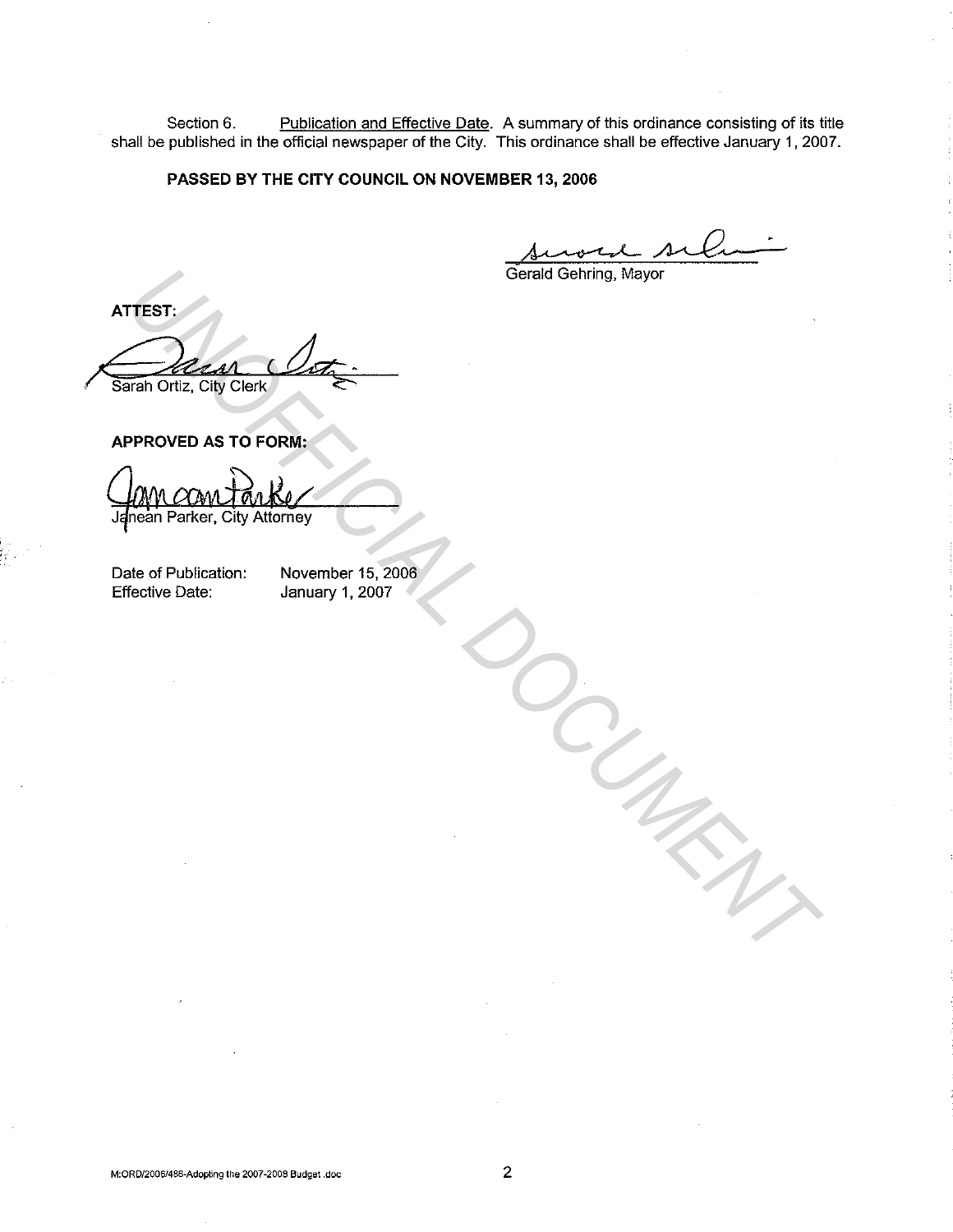Section 6. Publication and Effective Date. A summary of this ordinance consisting of its title shall be published in the official newspaper of the City. This ordinance shall be effective January 1, 2007.

**PASSED BY THE CITY COUNCIL ON NOVEMBER 13, 2006**

Gerald Gehring, Mayor

**ATTEST:**

Sarah Ortiz, City Clerk

**APPROVED AS TO FORM:**

Janean Parker, City Attorney

Date of Publication: November 15, 2006
Effective Date: January 1, 2007

UNOFFICIAL DOCUMENT

M:ORD/2006/486-Adopting the 2007-2008 Budget .doc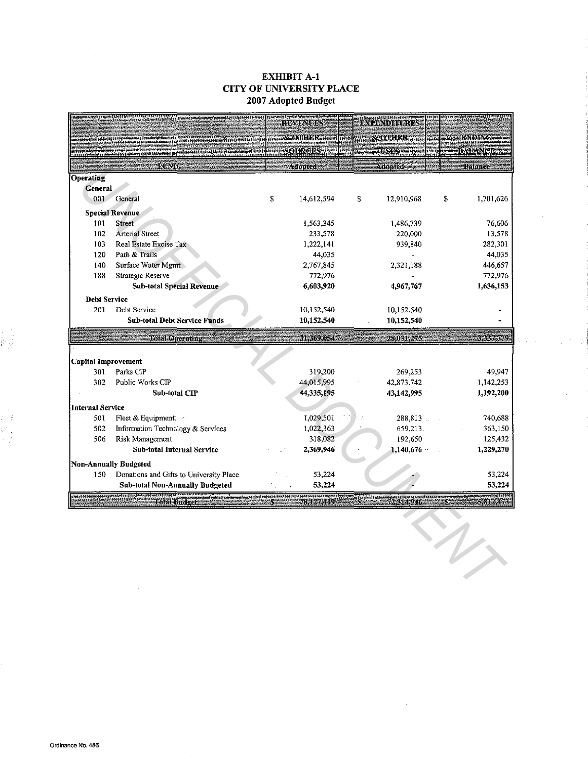# EXHIBIT A-1
## CITY OF UNIVERSITY PLACE
### 2007 Adopted Budget

| FUND | REVENUES & OTHER SOURCES Adopted | EXPENDITURES & OTHER USES Adopted | ENDING BALANCE Balance |
|---|---|---|---|
| **Operating** | | | |
| **General** | | | |
| 001 General | $ 14,612,594 | $ 12,910,968 | $ 1,701,626 |
| **Special Revenue** | | | |
| 101 Street | 1,563,345 | 1,486,739 | 76,606 |
| 102 Arterial Street | 233,578 | 220,000 | 13,578 |
| 103 Real Estate Excise Tax | 1,222,141 | 939,840 | 282,301 |
| 120 Path & Trails | 44,035 | - | 44,035 |
| 140 Surface Water Mgmt | 2,767,845 | 2,321,188 | 446,657 |
| 188 Strategic Reserve | 772,976 | - | 772,976 |
| **Sub-total Special Revenue** | **6,603,920** | **4,967,767** | **1,636,153** |
| **Debt Service** | | | |
| 201 Debt Service | 10,152,540 | 10,152,540 | - |
| **Sub-total Debt Service Funds** | **10,152,540** | **10,152,540** | **-** |
| **Total Operating** | **31,369,054** | **28,031,275** | **3,337,779** |
| **Capital Improvement** | | | |
| 301 Parks CIP | 319,200 | 269,253 | 49,947 |
| 302 Public Works CIP | 44,015,995 | 42,873,742 | 1,142,253 |
| **Sub-total CIP** | **44,335,195** | **43,142,995** | **1,192,200** |
| **Internal Service** | | | |
| 501 Fleet & Equipment | 1,029,501 | 288,813 | 740,688 |
| 502 Information Technology & Services | 1,022,363 | 659,213 | 363,150 |
| 506 Risk Management | 318,082 | 192,650 | 125,432 |
| **Sub-total Internal Service** | **2,369,946** | **1,140,676** | **1,229,270** |
| **Non-Annually Budgeted** | | | |
| 150 Donations and Gifts to University Place | 53,224 | - | 53,224 |
| **Sub-total Non-Annually Budgeted** | **53,224** | **-** | **53,224** |
| **Total Budget** | **$ 78,127,419** | **$ 72,314,946** | **$ 5,812,473** |

Ordinance No. 486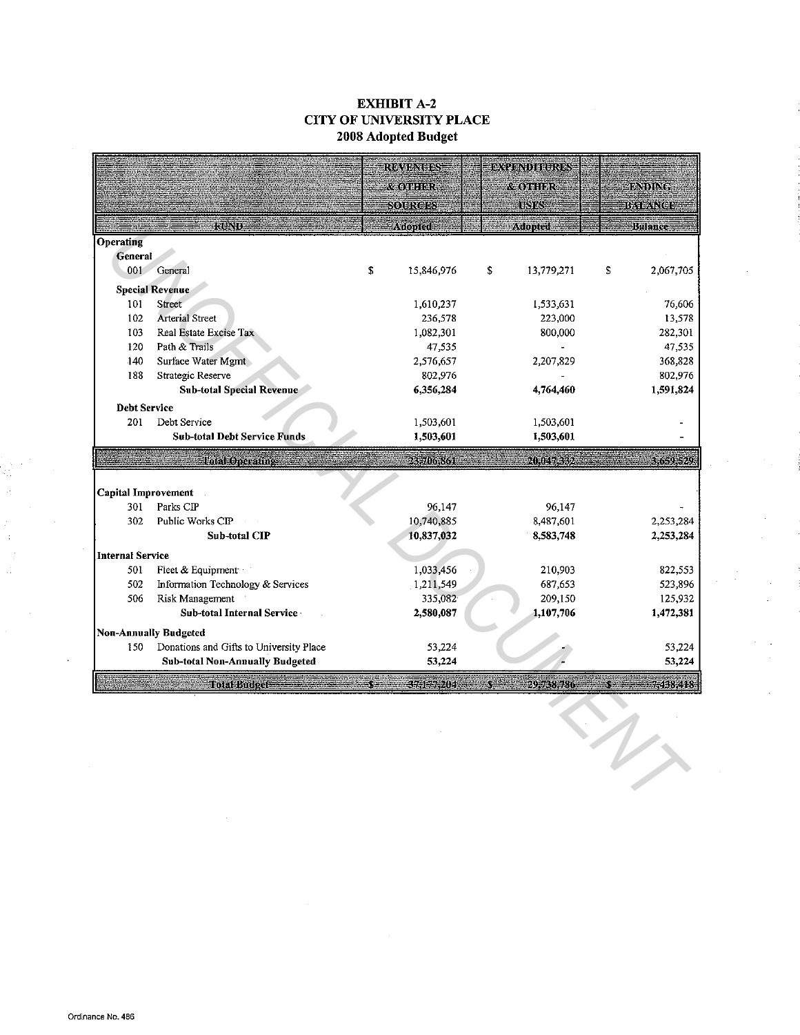# EXHIBIT A-2
# CITY OF UNIVERSITY PLACE
## 2008 Adopted Budget

| | | REVENUES & OTHER SOURCES | EXPENDITURES & OTHER USES | ENDING BALANCE |
|---|---|---|---|---|
| | FUND | Adopted | Adopted | Balance |
| **Operating** | | | | |
| **General** | | | | |
| 001 | General | $ 15,846,976 | $ 13,779,271 | $ 2,067,705 |
| **Special Revenue** | | | | |
| 101 | Street | 1,610,237 | 1,533,631 | 76,606 |
| 102 | Arterial Street | 236,578 | 223,000 | 13,578 |
| 103 | Real Estate Excise Tax | 1,082,301 | 800,000 | 282,301 |
| 120 | Path & Trails | 47,535 | - | 47,535 |
| 140 | Surface Water Mgmt | 2,576,657 | 2,207,829 | 368,828 |
| 188 | Strategic Reserve | 802,976 | - | 802,976 |
| | **Sub-total Special Revenue** | **6,356,284** | **4,764,460** | **1,591,824** |
| **Debt Service** | | | | |
| 201 | Debt Service | 1,503,601 | 1,503,601 | - |
| | **Sub-total Debt Service Funds** | **1,503,601** | **1,503,601** | - |
| | **Total Operating** | **23,706,861** | **20,047,332** | **3,659,529** |
| **Capital Improvement** | | | | |
| 301 | Parks CIP | 96,147 | 96,147 | - |
| 302 | Public Works CIP | 10,740,885 | 8,487,601 | 2,253,284 |
| | **Sub-total CIP** | **10,837,032** | **8,583,748** | **2,253,284** |
| **Internal Service** | | | | |
| 501 | Fleet & Equipment | 1,033,456 | 210,903 | 822,553 |
| 502 | Information Technology & Services | 1,211,549 | 687,653 | 523,896 |
| 506 | Risk Management | 335,082 | 209,150 | 125,932 |
| | **Sub-total Internal Service** | **2,580,087** | **1,107,706** | **1,472,381** |
| **Non-Annually Budgeted** | | | | |
| 150 | Donations and Gifts to University Place | 53,224 | - | 53,224 |
| | **Sub-total Non-Annually Budgeted** | **53,224** | - | **53,224** |
| | **Total Budget** | **$ 37,177,204** | **$ 29,738,786** | **$ 7,438,418** |

Ordinance No. 486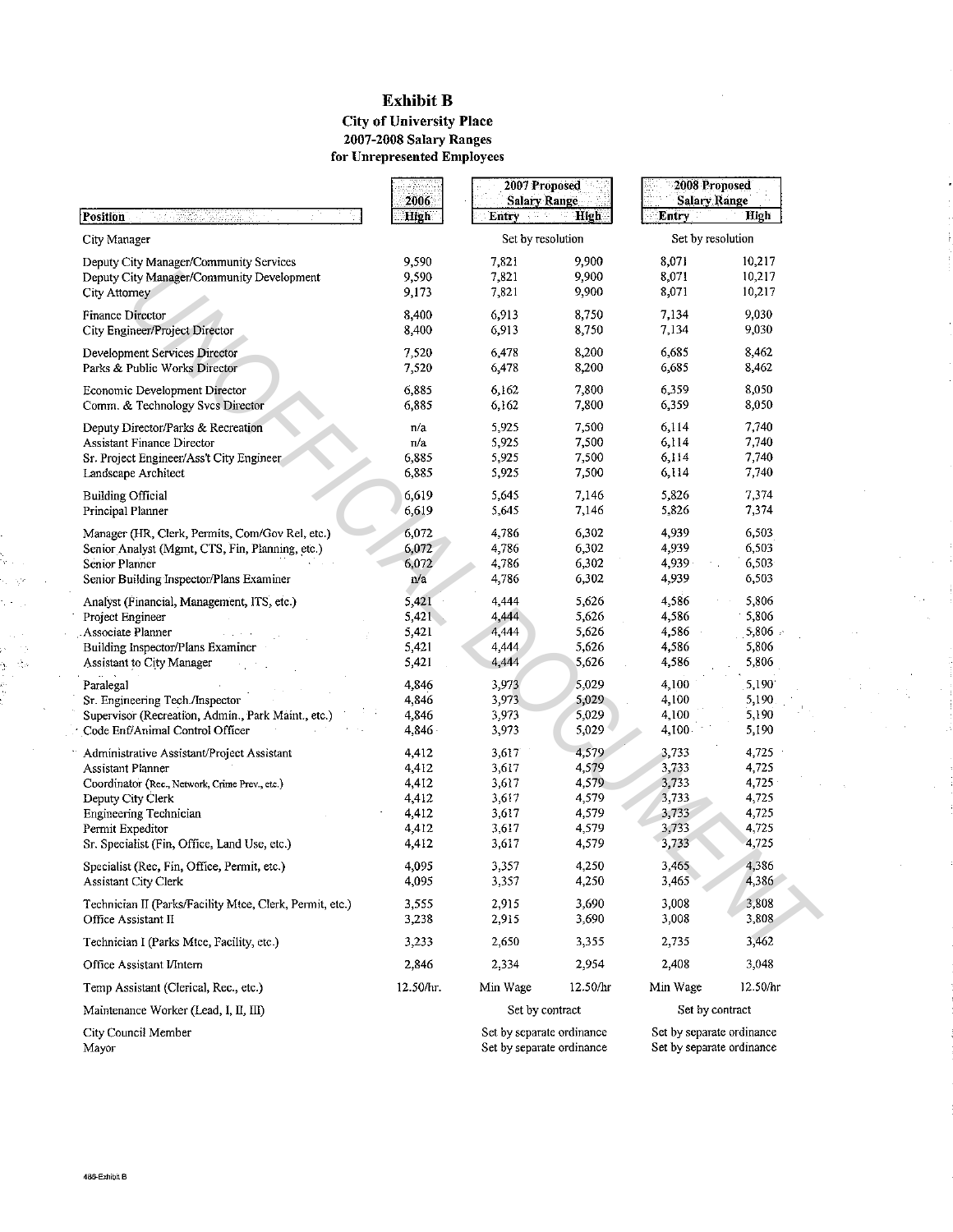# Exhibit B

## City of University Place
### 2007-2008 Salary Ranges
### for Unrepresented Employees

| Position | 2006 High | 2007 Proposed Salary Range Entry | 2007 Proposed Salary Range High | 2008 Proposed Salary Range Entry | 2008 Proposed Salary Range High |
|---|---|---|---|---|---|
| City Manager | | Set by resolution | | Set by resolution | |
| Deputy City Manager/Community Services | 9,590 | 7,821 | 9,900 | 8,071 | 10,217 |
| Deputy City Manager/Community Development | 9,590 | 7,821 | 9,900 | 8,071 | 10,217 |
| City Attorney | 9,173 | 7,821 | 9,900 | 8,071 | 10,217 |
| Finance Director | 8,400 | 6,913 | 8,750 | 7,134 | 9,030 |
| City Engineer/Project Director | 8,400 | 6,913 | 8,750 | 7,134 | 9,030 |
| Development Services Director | 7,520 | 6,478 | 8,200 | 6,685 | 8,462 |
| Parks & Public Works Director | 7,520 | 6,478 | 8,200 | 6,685 | 8,462 |
| Economic Development Director | 6,885 | 6,162 | 7,800 | 6,359 | 8,050 |
| Comm. & Technology Svcs Director | 6,885 | 6,162 | 7,800 | 6,359 | 8,050 |
| Deputy Director/Parks & Recreation | n/a | 5,925 | 7,500 | 6,114 | 7,740 |
| Assistant Finance Director | n/a | 5,925 | 7,500 | 6,114 | 7,740 |
| Sr. Project Engineer/Ass't City Engineer | 6,885 | 5,925 | 7,500 | 6,114 | 7,740 |
| Landscape Architect | 6,885 | 5,925 | 7,500 | 6,114 | 7,740 |
| Building Official | 6,619 | 5,645 | 7,146 | 5,826 | 7,374 |
| Principal Planner | 6,619 | 5,645 | 7,146 | 5,826 | 7,374 |
| Manager (HR, Clerk, Permits, Com/Gov Rel, etc.) | 6,072 | 4,786 | 6,302 | 4,939 | 6,503 |
| Senior Analyst (Mgmt, CTS, Fin, Planning, etc.) | 6,072 | 4,786 | 6,302 | 4,939 | 6,503 |
| Senior Planner | 6,072 | 4,786 | 6,302 | 4,939 | 6,503 |
| Senior Building Inspector/Plans Examiner | n/a | 4,786 | 6,302 | 4,939 | 6,503 |
| Analyst (Financial, Management, ITS, etc.) | 5,421 | 4,444 | 5,626 | 4,586 | 5,806 |
| Project Engineer | 5,421 | 4,444 | 5,626 | 4,586 | 5,806 |
| Associate Planner | 5,421 | 4,444 | 5,626 | 4,586 | 5,806 |
| Building Inspector/Plans Examiner | 5,421 | 4,444 | 5,626 | 4,586 | 5,806 |
| Assistant to City Manager | 5,421 | 4,444 | 5,626 | 4,586 | 5,806 |
| Paralegal | 4,846 | 3,973 | 5,029 | 4,100 | 5,190 |
| Sr. Engineering Tech./Inspector | 4,846 | 3,973 | 5,029 | 4,100 | 5,190 |
| Supervisor (Recreation, Admin., Park Maint., etc.) | 4,846 | 3,973 | 5,029 | 4,100 | 5,190 |
| Code Enf/Animal Control Officer | 4,846 | 3,973 | 5,029 | 4,100 | 5,190 |
| Administrative Assistant/Project Assistant | 4,412 | 3,617 | 4,579 | 3,733 | 4,725 |
| Assistant Planner | 4,412 | 3,617 | 4,579 | 3,733 | 4,725 |
| Coordinator (Rec., Network, Crime Prev., etc.) | 4,412 | 3,617 | 4,579 | 3,733 | 4,725 |
| Deputy City Clerk | 4,412 | 3,617 | 4,579 | 3,733 | 4,725 |
| Engineering Technician | 4,412 | 3,617 | 4,579 | 3,733 | 4,725 |
| Permit Expeditor | 4,412 | 3,617 | 4,579 | 3,733 | 4,725 |
| Sr. Specialist (Fin, Office, Land Use, etc.) | 4,412 | 3,617 | 4,579 | 3,733 | 4,725 |
| Specialist (Rec, Fin, Office, Permit, etc.) | 4,095 | 3,357 | 4,250 | 3,465 | 4,386 |
| Assistant City Clerk | 4,095 | 3,357 | 4,250 | 3,465 | 4,386 |
| Technician II (Parks/Facility Mtce, Clerk, Permit, etc.) | 3,555 | 2,915 | 3,690 | 3,008 | 3,808 |
| Office Assistant II | 3,238 | 2,915 | 3,690 | 3,008 | 3,808 |
| Technician I (Parks Mtce, Facility, etc.) | 3,233 | 2,650 | 3,355 | 2,735 | 3,462 |
| Office Assistant I/Intern | 2,846 | 2,334 | 2,954 | 2,408 | 3,048 |
| Temp Assistant (Clerical, Rec., etc.) | 12.50/hr. | Min Wage | 12.50/hr | Min Wage | 12.50/hr |
| Maintenance Worker (Lead, I, II, III) | | Set by contract | | Set by contract | |
| City Council Member | | Set by separate ordinance | | Set by separate ordinance | |
| Mayor | | Set by separate ordinance | | Set by separate ordinance | |

UNOFFICIAL DOCUMENT

486-Exhibit B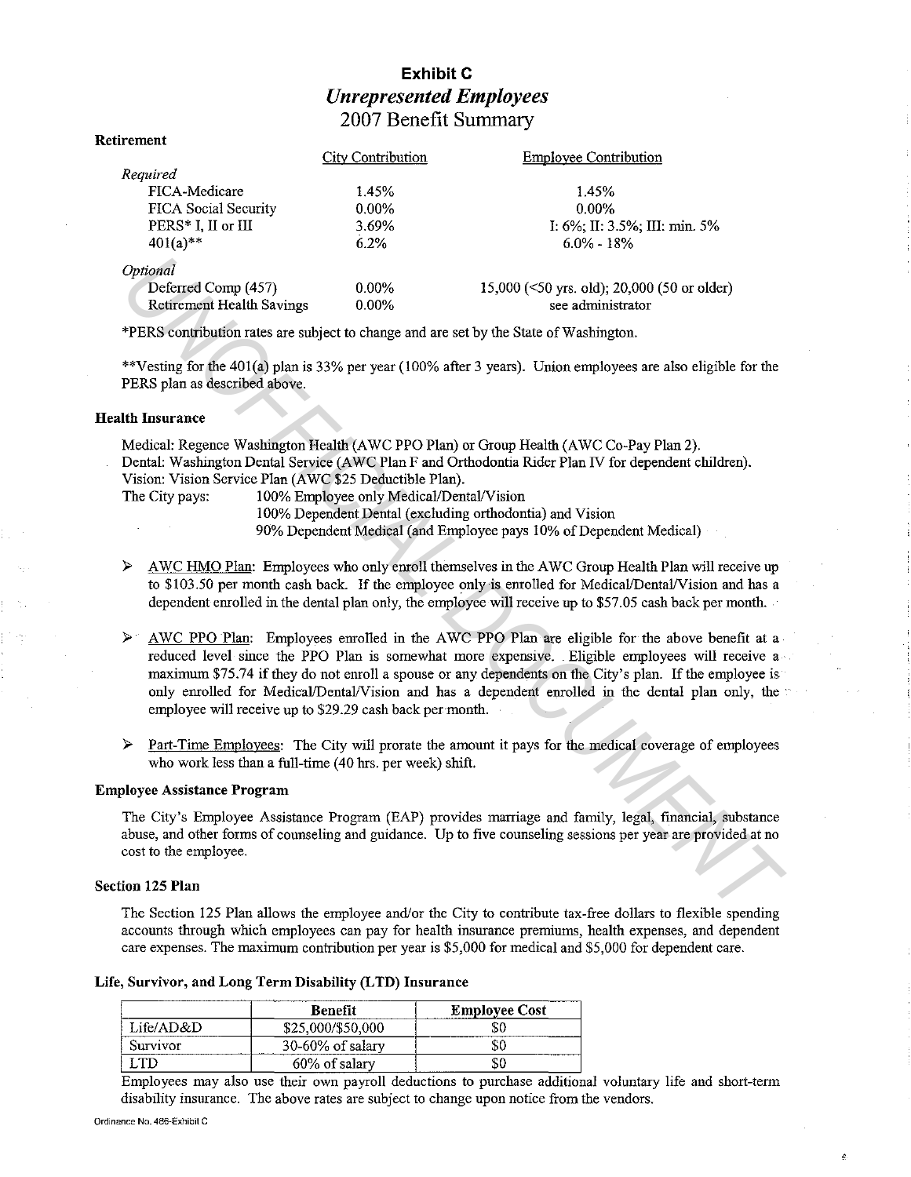# Exhibit C

## *Unrepresented Employees*

## 2007 Benefit Summary

**Retirement**

| | City Contribution | Employee Contribution |
|---|---|---|
| *Required* | | |
| FICA-Medicare | 1.45% | 1.45% |
| FICA Social Security | 0.00% | 0.00% |
| PERS* I, II or III | 3.69% | I: 6%; II: 3.5%; III: min. 5% |
| 401(a)** | 6.2% | 6.0% - 18% |
| *Optional* | | |
| Deferred Comp (457) | 0.00% | 15,000 (<50 yrs. old); 20,000 (50 or older) |
| Retirement Health Savings | 0.00% | see administrator |

*PERS contribution rates are subject to change and are set by the State of Washington.

**Vesting for the 401(a) plan is 33% per year (100% after 3 years). Union employees are also eligible for the PERS plan as described above.

**Health Insurance**

Medical: Regence Washington Health (AWC PPO Plan) or Group Health (AWC Co-Pay Plan 2).
Dental: Washington Dental Service (AWC Plan F and Orthodontia Rider Plan IV for dependent children).
Vision: Vision Service Plan (AWC $25 Deductible Plan).

The City pays:
- 100% Employee only Medical/Dental/Vision
- 100% Dependent Dental (excluding orthodontia) and Vision
- 90% Dependent Medical (and Employee pays 10% of Dependent Medical)

- AWC HMO Plan: Employees who only enroll themselves in the AWC Group Health Plan will receive up to $103.50 per month cash back. If the employee only is enrolled for Medical/Dental/Vision and has a dependent enrolled in the dental plan only, the employee will receive up to $57.05 cash back per month.
- AWC PPO Plan: Employees enrolled in the AWC PPO Plan are eligible for the above benefit at a reduced level since the PPO Plan is somewhat more expensive. Eligible employees will receive a maximum $75.74 if they do not enroll a spouse or any dependents on the City's plan. If the employee is only enrolled for Medical/Dental/Vision and has a dependent enrolled in the dental plan only, the employee will receive up to $29.29 cash back per month.
- Part-Time Employees: The City will prorate the amount it pays for the medical coverage of employees who work less than a full-time (40 hrs. per week) shift.

**Employee Assistance Program**

The City's Employee Assistance Program (EAP) provides marriage and family, legal, financial, substance abuse, and other forms of counseling and guidance. Up to five counseling sessions per year are provided at no cost to the employee.

**Section 125 Plan**

The Section 125 Plan allows the employee and/or the City to contribute tax-free dollars to flexible spending accounts through which employees can pay for health insurance premiums, health expenses, and dependent care expenses. The maximum contribution per year is $5,000 for medical and $5,000 for dependent care.

**Life, Survivor, and Long Term Disability (LTD) Insurance**

| | Benefit | Employee Cost |
|---|---|---|
| Life/AD&D | $25,000/$50,000 | $0 |
| Survivor | 30-60% of salary | $0 |
| LTD | 60% of salary | $0 |

Employees may also use their own payroll deductions to purchase additional voluntary life and short-term disability insurance. The above rates are subject to change upon notice from the vendors.

Ordinance No. 486-Exhibit C